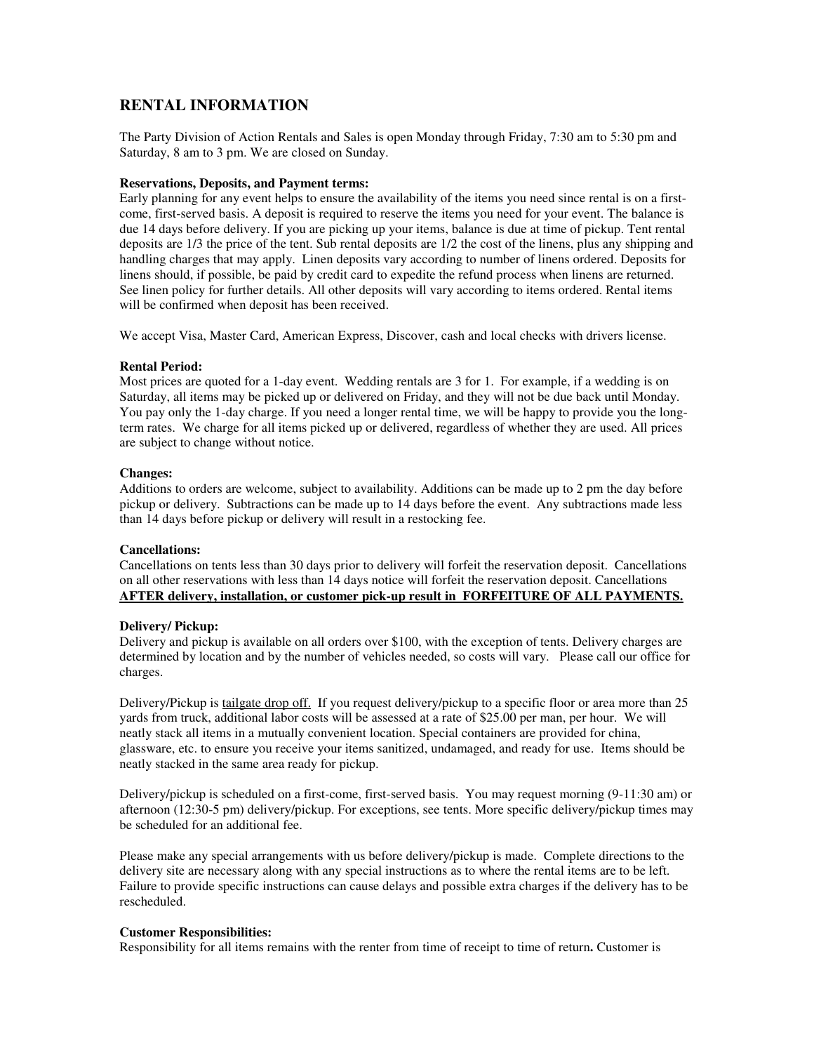# RENTAL INFORMATION

The Party Division of Action Rentals and Sales is open Monday through Friday, 7:30 am to 5:30 pm and Saturday, 8 am to 3 pm. We are closed on Sunday.

**Reservations, Deposits, and Payment terms:**

Early planning for any event helps to ensure the availability of the items you need since rental is on a first-come, first-served basis. A deposit is required to reserve the items you need for your event. The balance is due 14 days before delivery. If you are picking up your items, balance is due at time of pickup. Tent rental deposits are 1/3 the price of the tent. Sub rental deposits are 1/2 the cost of the linens, plus any shipping and handling charges that may apply. Linen deposits vary according to number of linens ordered. Deposits for linens should, if possible, be paid by credit card to expedite the refund process when linens are returned. See linen policy for further details. All other deposits will vary according to items ordered. Rental items will be confirmed when deposit has been received.

We accept Visa, Master Card, American Express, Discover, cash and local checks with drivers license.

**Rental Period:**

Most prices are quoted for a 1-day event. Wedding rentals are 3 for 1. For example, if a wedding is on Saturday, all items may be picked up or delivered on Friday, and they will not be due back until Monday. You pay only the 1-day charge. If you need a longer rental time, we will be happy to provide you the long-term rates. We charge for all items picked up or delivered, regardless of whether they are used. All prices are subject to change without notice.

**Changes:**

Additions to orders are welcome, subject to availability. Additions can be made up to 2 pm the day before pickup or delivery. Subtractions can be made up to 14 days before the event. Any subtractions made less than 14 days before pickup or delivery will result in a restocking fee.

**Cancellations:**

Cancellations on tents less than 30 days prior to delivery will forfeit the reservation deposit. Cancellations on all other reservations with less than 14 days notice will forfeit the reservation deposit. Cancellations **AFTER delivery, installation, or customer pick-up result in FORFEITURE OF ALL PAYMENTS.**

**Delivery/ Pickup:**

Delivery and pickup is available on all orders over $100, with the exception of tents. Delivery charges are determined by location and by the number of vehicles needed, so costs will vary. Please call our office for charges.

Delivery/Pickup is tailgate drop off. If you request delivery/pickup to a specific floor or area more than 25 yards from truck, additional labor costs will be assessed at a rate of $25.00 per man, per hour. We will neatly stack all items in a mutually convenient location. Special containers are provided for china, glassware, etc. to ensure you receive your items sanitized, undamaged, and ready for use. Items should be neatly stacked in the same area ready for pickup.

Delivery/pickup is scheduled on a first-come, first-served basis. You may request morning (9-11:30 am) or afternoon (12:30-5 pm) delivery/pickup. For exceptions, see tents. More specific delivery/pickup times may be scheduled for an additional fee.

Please make any special arrangements with us before delivery/pickup is made. Complete directions to the delivery site are necessary along with any special instructions as to where the rental items are to be left. Failure to provide specific instructions can cause delays and possible extra charges if the delivery has to be rescheduled.

**Customer Responsibilities:**

Responsibility for all items remains with the renter from time of receipt to time of return**.** Customer is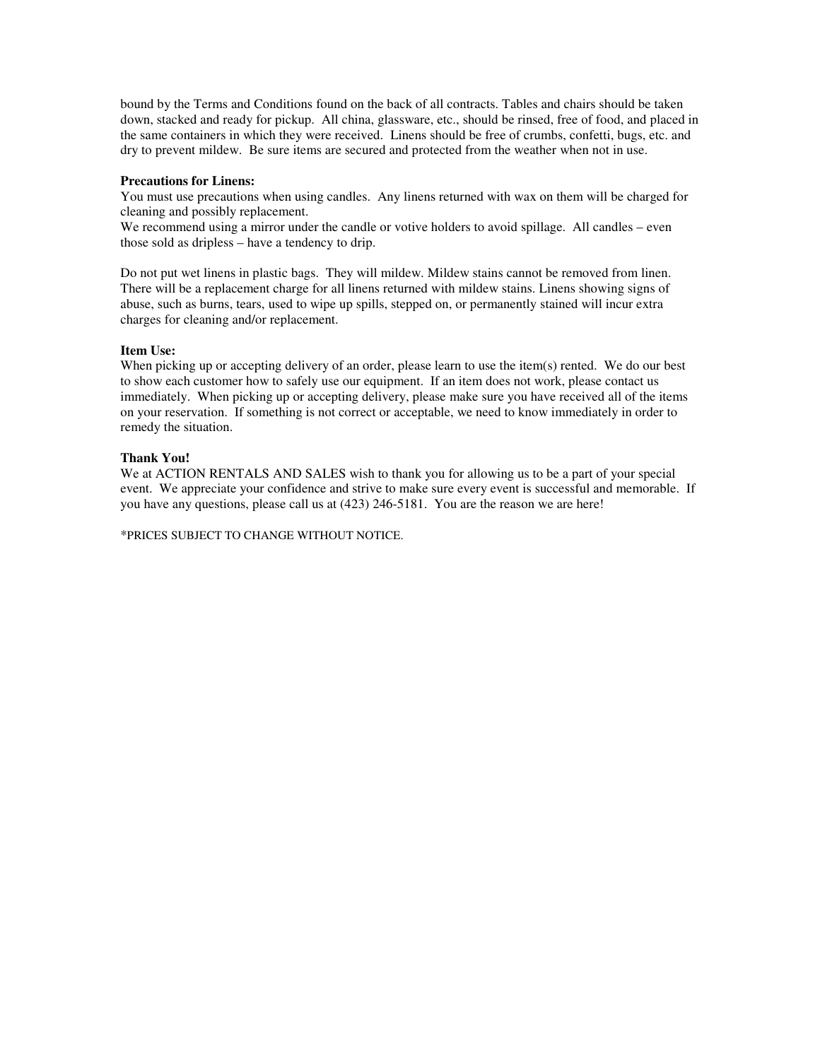bound by the Terms and Conditions found on the back of all contracts. Tables and chairs should be taken down, stacked and ready for pickup. All china, glassware, etc., should be rinsed, free of food, and placed in the same containers in which they were received. Linens should be free of crumbs, confetti, bugs, etc. and dry to prevent mildew. Be sure items are secured and protected from the weather when not in use.

**Precautions for Linens:**
You must use precautions when using candles. Any linens returned with wax on them will be charged for cleaning and possibly replacement.
We recommend using a mirror under the candle or votive holders to avoid spillage. All candles – even those sold as dripless – have a tendency to drip.

Do not put wet linens in plastic bags. They will mildew. Mildew stains cannot be removed from linen. There will be a replacement charge for all linens returned with mildew stains. Linens showing signs of abuse, such as burns, tears, used to wipe up spills, stepped on, or permanently stained will incur extra charges for cleaning and/or replacement.

**Item Use:**
When picking up or accepting delivery of an order, please learn to use the item(s) rented. We do our best to show each customer how to safely use our equipment. If an item does not work, please contact us immediately. When picking up or accepting delivery, please make sure you have received all of the items on your reservation. If something is not correct or acceptable, we need to know immediately in order to remedy the situation.

**Thank You!**
We at ACTION RENTALS AND SALES wish to thank you for allowing us to be a part of your special event. We appreciate your confidence and strive to make sure every event is successful and memorable. If you have any questions, please call us at (423) 246-5181. You are the reason we are here!

*PRICES SUBJECT TO CHANGE WITHOUT NOTICE.